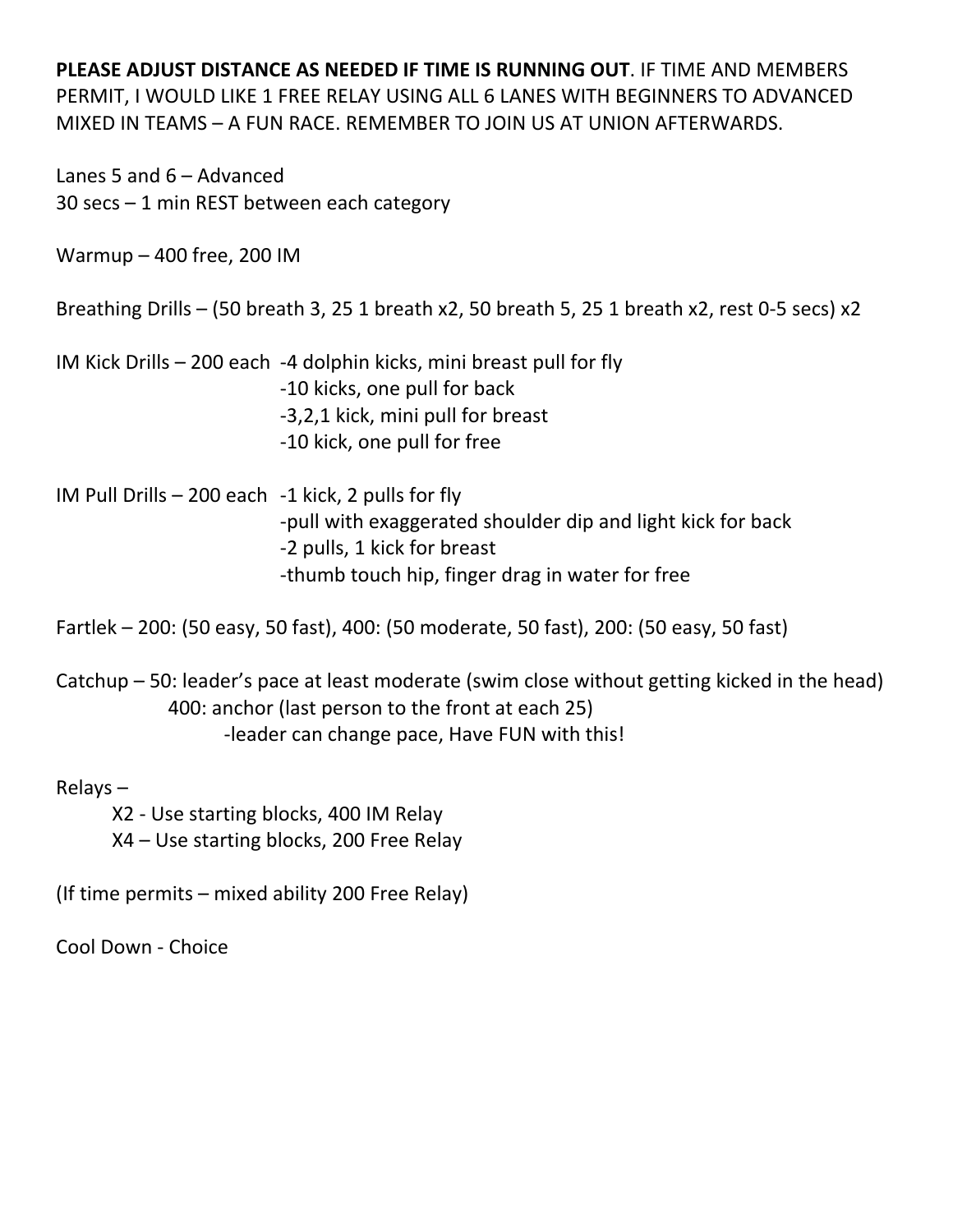**PLEASE ADJUST DISTANCE AS NEEDED IF TIME IS RUNNING OUT**. IF TIME AND MEMBERS PERMIT, I WOULD LIKE 1 FREE RELAY USING ALL 6 LANES WITH BEGINNERS TO ADVANCED MIXED IN TEAMS – A FUN RACE. REMEMBER TO JOIN US AT UNION AFTERWARDS.

Lanes 5 and 6 – Advanced
30 secs – 1 min REST between each category

Warmup – 400 free, 200 IM

Breathing Drills – (50 breath 3, 25 1 breath x2, 50 breath 5, 25 1 breath x2, rest 0-5 secs) x2

IM Kick Drills – 200 each
- -4 dolphin kicks, mini breast pull for fly
- -10 kicks, one pull for back
- -3,2,1 kick, mini pull for breast
- -10 kick, one pull for free

IM Pull Drills – 200 each
- -1 kick, 2 pulls for fly
- -pull with exaggerated shoulder dip and light kick for back
- -2 pulls, 1 kick for breast
- -thumb touch hip, finger drag in water for free

Fartlek – 200: (50 easy, 50 fast), 400: (50 moderate, 50 fast), 200: (50 easy, 50 fast)

Catchup – 50: leader's pace at least moderate (swim close without getting kicked in the head)
400: anchor (last person to the front at each 25)
-leader can change pace, Have FUN with this!

Relays –
- X2 - Use starting blocks, 400 IM Relay
- X4 – Use starting blocks, 200 Free Relay

(If time permits – mixed ability 200 Free Relay)

Cool Down - Choice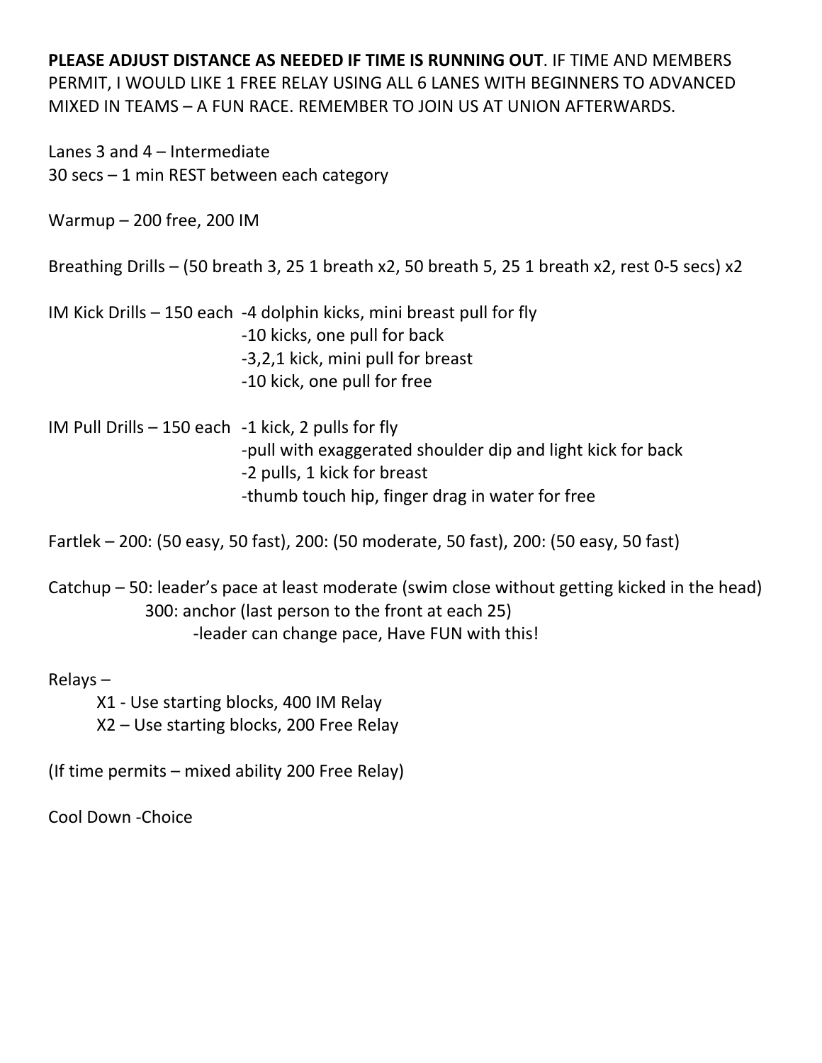**PLEASE ADJUST DISTANCE AS NEEDED IF TIME IS RUNNING OUT**. IF TIME AND MEMBERS PERMIT, I WOULD LIKE 1 FREE RELAY USING ALL 6 LANES WITH BEGINNERS TO ADVANCED MIXED IN TEAMS – A FUN RACE. REMEMBER TO JOIN US AT UNION AFTERWARDS.

Lanes 3 and 4 – Intermediate
30 secs – 1 min REST between each category

Warmup – 200 free, 200 IM

Breathing Drills – (50 breath 3, 25 1 breath x2, 50 breath 5, 25 1 breath x2, rest 0-5 secs) x2

IM Kick Drills – 150 each
- -4 dolphin kicks, mini breast pull for fly
- -10 kicks, one pull for back
- -3,2,1 kick, mini pull for breast
- -10 kick, one pull for free

IM Pull Drills – 150 each
- -1 kick, 2 pulls for fly
- -pull with exaggerated shoulder dip and light kick for back
- -2 pulls, 1 kick for breast
- -thumb touch hip, finger drag in water for free

Fartlek – 200: (50 easy, 50 fast), 200: (50 moderate, 50 fast), 200: (50 easy, 50 fast)

Catchup – 50: leader's pace at least moderate (swim close without getting kicked in the head)
300: anchor (last person to the front at each 25)
-leader can change pace, Have FUN with this!

Relays –
- X1 - Use starting blocks, 400 IM Relay
- X2 – Use starting blocks, 200 Free Relay

(If time permits – mixed ability 200 Free Relay)

Cool Down -Choice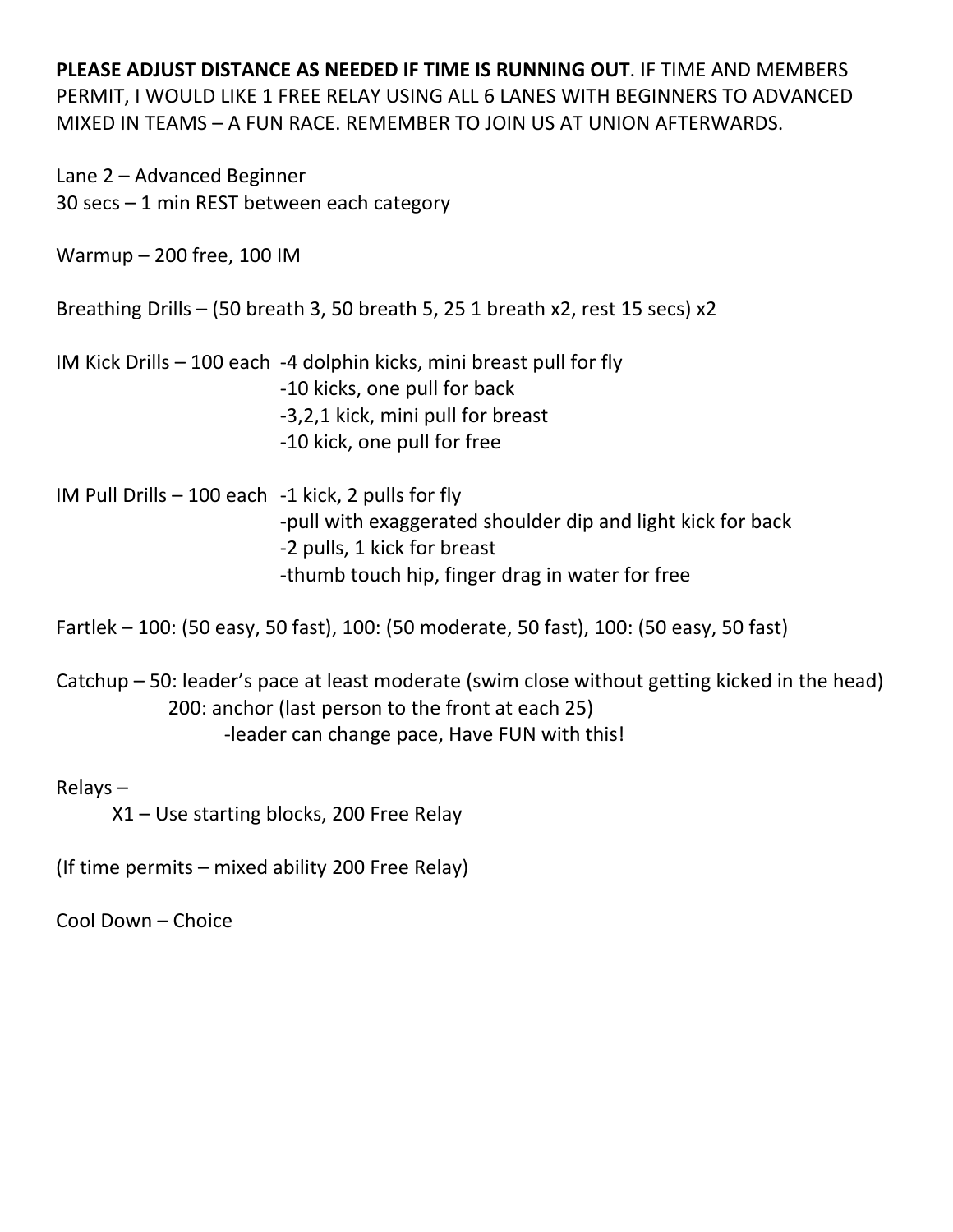**PLEASE ADJUST DISTANCE AS NEEDED IF TIME IS RUNNING OUT**. IF TIME AND MEMBERS PERMIT, I WOULD LIKE 1 FREE RELAY USING ALL 6 LANES WITH BEGINNERS TO ADVANCED MIXED IN TEAMS – A FUN RACE. REMEMBER TO JOIN US AT UNION AFTERWARDS.

Lane 2 – Advanced Beginner
30 secs – 1 min REST between each category

Warmup – 200 free, 100 IM

Breathing Drills – (50 breath 3, 50 breath 5, 25 1 breath x2, rest 15 secs) x2

IM Kick Drills – 100 each
- 4 dolphin kicks, mini breast pull for fly
- 10 kicks, one pull for back
- 3,2,1 kick, mini pull for breast
- 10 kick, one pull for free

IM Pull Drills – 100 each
- 1 kick, 2 pulls for fly
- pull with exaggerated shoulder dip and light kick for back
- 2 pulls, 1 kick for breast
- thumb touch hip, finger drag in water for free

Fartlek – 100: (50 easy, 50 fast), 100: (50 moderate, 50 fast), 100: (50 easy, 50 fast)

Catchup – 50: leader's pace at least moderate (swim close without getting kicked in the head)
200: anchor (last person to the front at each 25)
- leader can change pace, Have FUN with this!

Relays –
X1 – Use starting blocks, 200 Free Relay

(If time permits – mixed ability 200 Free Relay)

Cool Down – Choice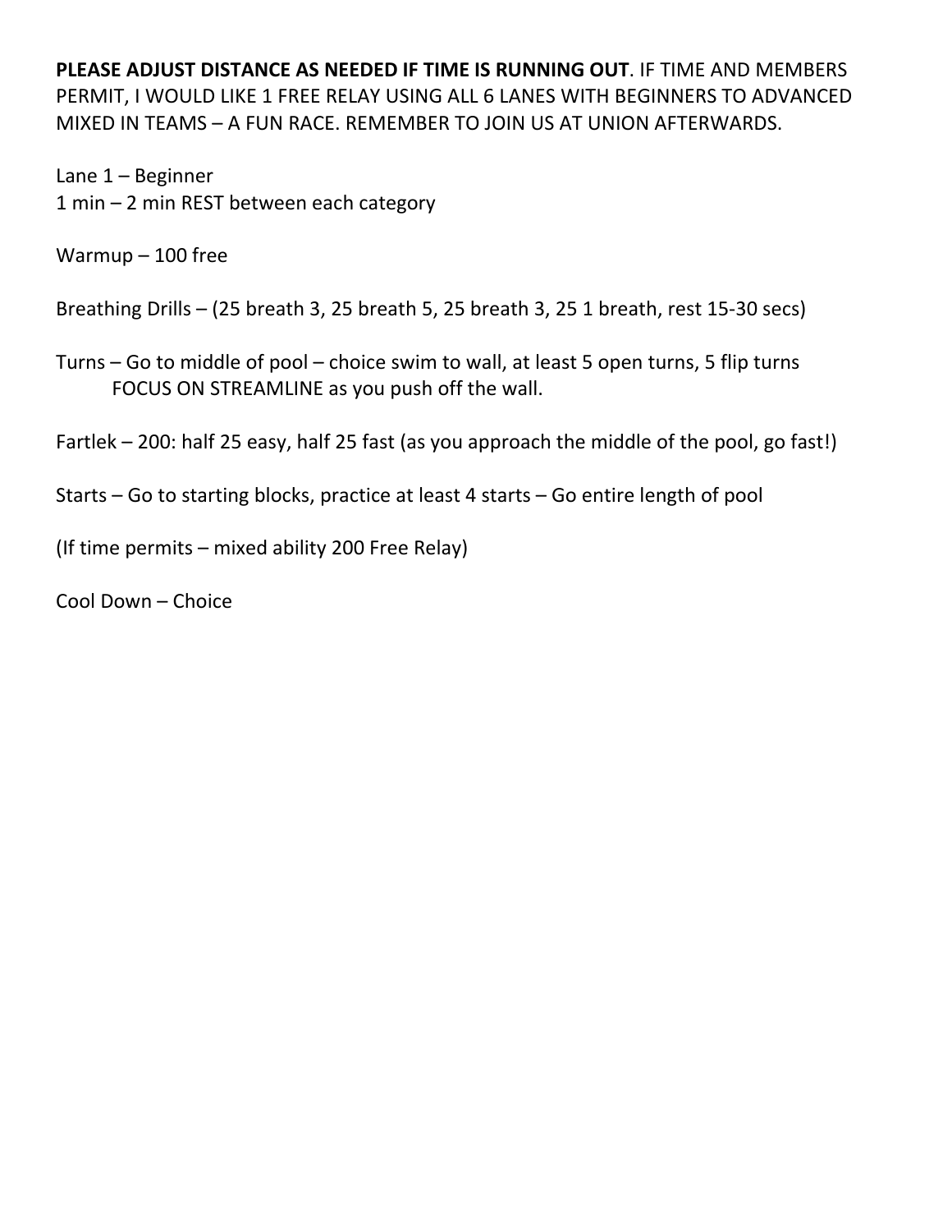**PLEASE ADJUST DISTANCE AS NEEDED IF TIME IS RUNNING OUT**. IF TIME AND MEMBERS PERMIT, I WOULD LIKE 1 FREE RELAY USING ALL 6 LANES WITH BEGINNERS TO ADVANCED MIXED IN TEAMS – A FUN RACE. REMEMBER TO JOIN US AT UNION AFTERWARDS.

Lane 1 – Beginner
1 min – 2 min REST between each category

Warmup – 100 free

Breathing Drills – (25 breath 3, 25 breath 5, 25 breath 3, 25 1 breath, rest 15-30 secs)

Turns – Go to middle of pool – choice swim to wall, at least 5 open turns, 5 flip turns
FOCUS ON STREAMLINE as you push off the wall.

Fartlek – 200: half 25 easy, half 25 fast (as you approach the middle of the pool, go fast!)

Starts – Go to starting blocks, practice at least 4 starts – Go entire length of pool

(If time permits – mixed ability 200 Free Relay)

Cool Down – Choice